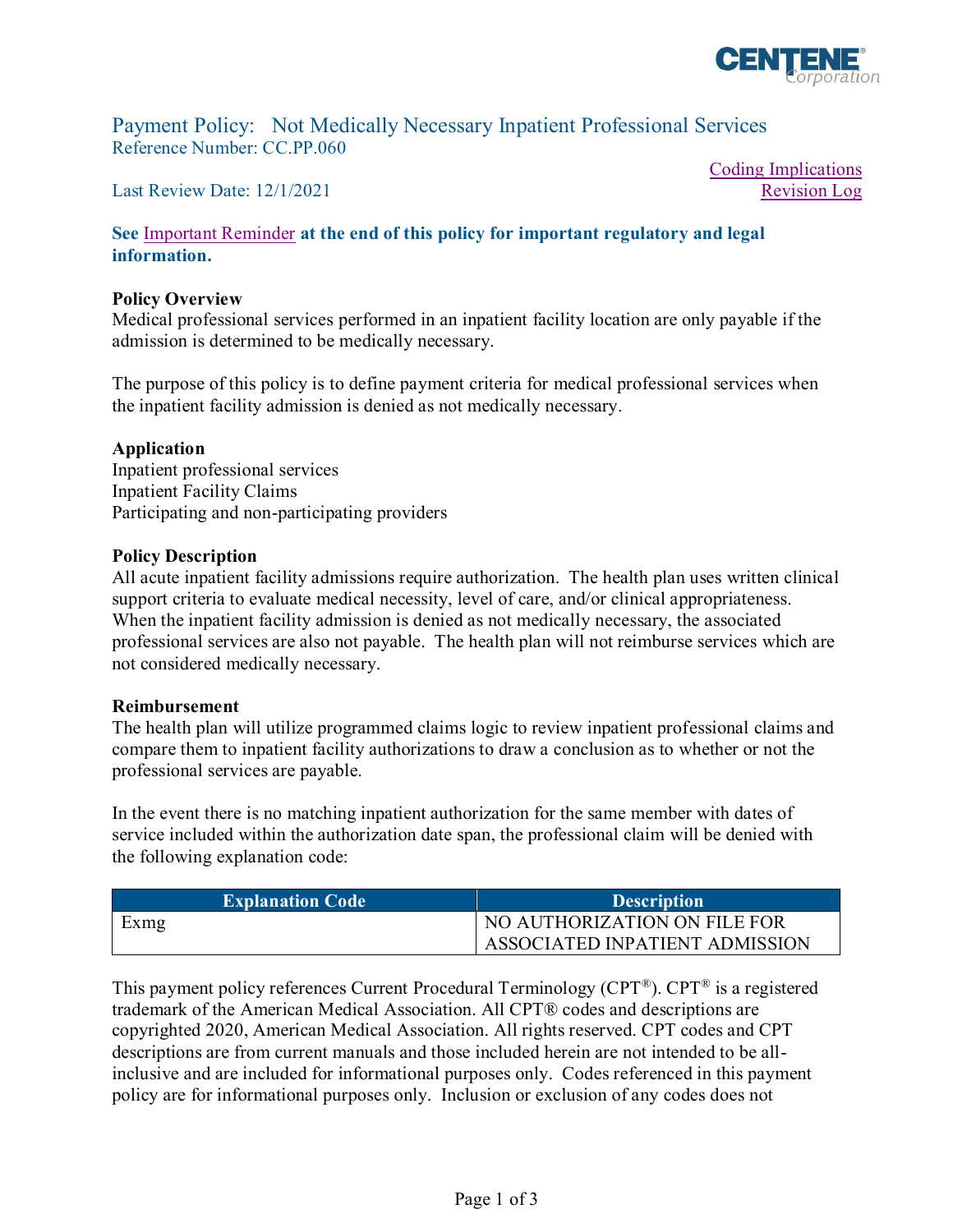# Payment Policy: Not Medically Necessary Inpatient Professional Services

Reference Number: CC.PP.060

Last Review Date: 12/1/2021

Coding Implications
Revision Log

**See Important Reminder at the end of this policy for important regulatory and legal information.**

## Policy Overview

Medical professional services performed in an inpatient facility location are only payable if the admission is determined to be medically necessary.

The purpose of this policy is to define payment criteria for medical professional services when the inpatient facility admission is denied as not medically necessary.

## Application

Inpatient professional services
Inpatient Facility Claims
Participating and non-participating providers

## Policy Description

All acute inpatient facility admissions require authorization. The health plan uses written clinical support criteria to evaluate medical necessity, level of care, and/or clinical appropriateness. When the inpatient facility admission is denied as not medically necessary, the associated professional services are also not payable. The health plan will not reimburse services which are not considered medically necessary.

## Reimbursement

The health plan will utilize programmed claims logic to review inpatient professional claims and compare them to inpatient facility authorizations to draw a conclusion as to whether or not the professional services are payable.

In the event there is no matching inpatient authorization for the same member with dates of service included within the authorization date span, the professional claim will be denied with the following explanation code:

| Explanation Code | Description |
| --- | --- |
| Exmg | NO AUTHORIZATION ON FILE FOR ASSOCIATED INPATIENT ADMISSION |

This payment policy references Current Procedural Terminology (CPT®). CPT® is a registered trademark of the American Medical Association. All CPT® codes and descriptions are copyrighted 2020, American Medical Association. All rights reserved. CPT codes and CPT descriptions are from current manuals and those included herein are not intended to be all-inclusive and are included for informational purposes only. Codes referenced in this payment policy are for informational purposes only. Inclusion or exclusion of any codes does not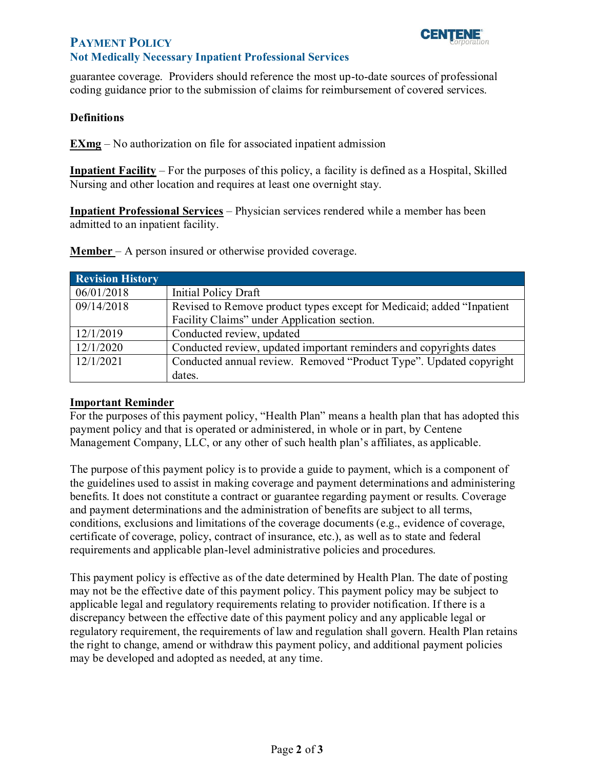guarantee coverage. Providers should reference the most up-to-date sources of professional coding guidance prior to the submission of claims for reimbursement of covered services.

### Definitions

**EXmg** – No authorization on file for associated inpatient admission

**Inpatient Facility** – For the purposes of this policy, a facility is defined as a Hospital, Skilled Nursing and other location and requires at least one overnight stay.

**Inpatient Professional Services** – Physician services rendered while a member has been admitted to an inpatient facility.

**Member** – A person insured or otherwise provided coverage.

| Revision History | |
|---|---|
| 06/01/2018 | Initial Policy Draft |
| 09/14/2018 | Revised to Remove product types except for Medicaid; added "Inpatient Facility Claims" under Application section. |
| 12/1/2019 | Conducted review, updated |
| 12/1/2020 | Conducted review, updated important reminders and copyrights dates |
| 12/1/2021 | Conducted annual review. Removed "Product Type". Updated copyright dates. |

### Important Reminder

For the purposes of this payment policy, "Health Plan" means a health plan that has adopted this payment policy and that is operated or administered, in whole or in part, by Centene Management Company, LLC, or any other of such health plan's affiliates, as applicable.

The purpose of this payment policy is to provide a guide to payment, which is a component of the guidelines used to assist in making coverage and payment determinations and administering benefits. It does not constitute a contract or guarantee regarding payment or results. Coverage and payment determinations and the administration of benefits are subject to all terms, conditions, exclusions and limitations of the coverage documents (e.g., evidence of coverage, certificate of coverage, policy, contract of insurance, etc.), as well as to state and federal requirements and applicable plan-level administrative policies and procedures.

This payment policy is effective as of the date determined by Health Plan. The date of posting may not be the effective date of this payment policy. This payment policy may be subject to applicable legal and regulatory requirements relating to provider notification. If there is a discrepancy between the effective date of this payment policy and any applicable legal or regulatory requirement, the requirements of law and regulation shall govern. Health Plan retains the right to change, amend or withdraw this payment policy, and additional payment policies may be developed and adopted as needed, at any time.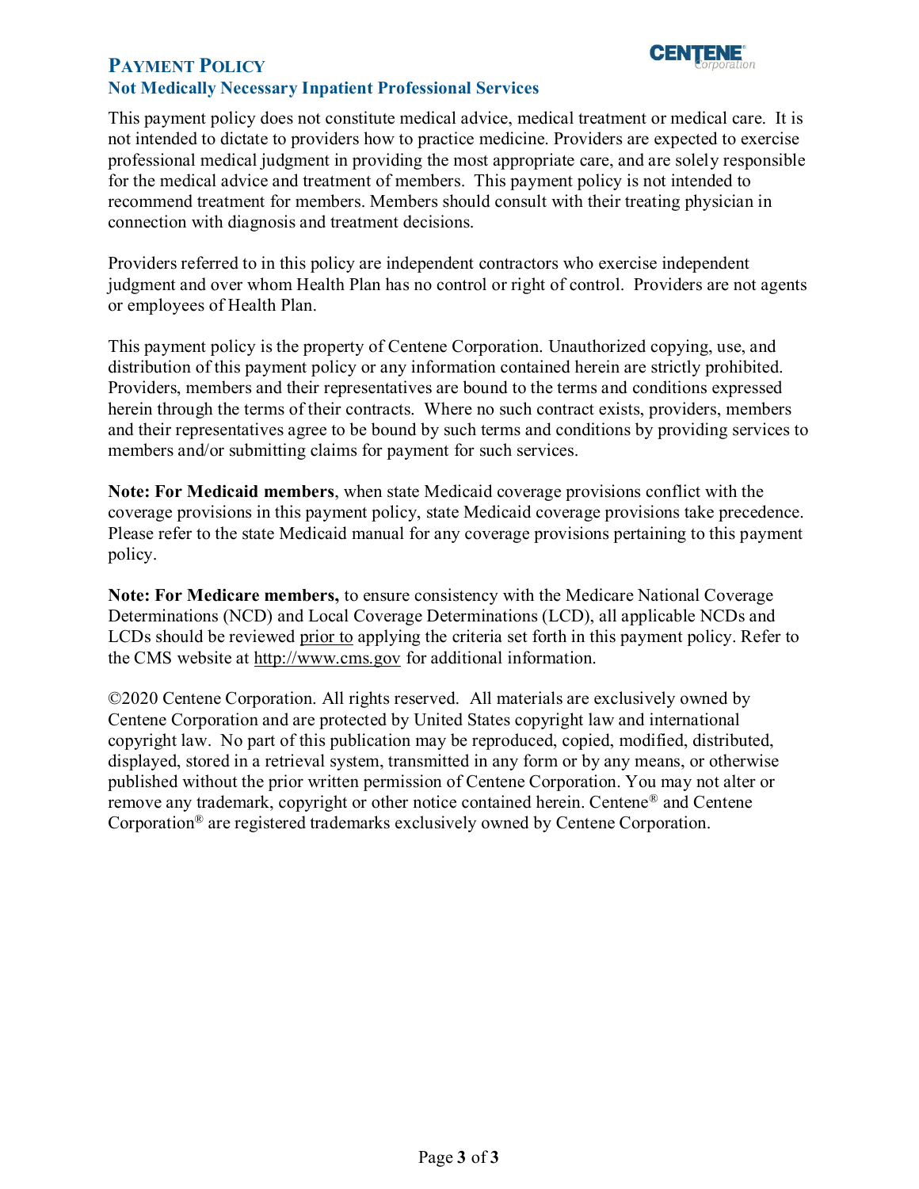This payment policy does not constitute medical advice, medical treatment or medical care. It is not intended to dictate to providers how to practice medicine. Providers are expected to exercise professional medical judgment in providing the most appropriate care, and are solely responsible for the medical advice and treatment of members. This payment policy is not intended to recommend treatment for members. Members should consult with their treating physician in connection with diagnosis and treatment decisions.

Providers referred to in this policy are independent contractors who exercise independent judgment and over whom Health Plan has no control or right of control. Providers are not agents or employees of Health Plan.

This payment policy is the property of Centene Corporation. Unauthorized copying, use, and distribution of this payment policy or any information contained herein are strictly prohibited. Providers, members and their representatives are bound to the terms and conditions expressed herein through the terms of their contracts. Where no such contract exists, providers, members and their representatives agree to be bound by such terms and conditions by providing services to members and/or submitting claims for payment for such services.

**Note: For Medicaid members**, when state Medicaid coverage provisions conflict with the coverage provisions in this payment policy, state Medicaid coverage provisions take precedence. Please refer to the state Medicaid manual for any coverage provisions pertaining to this payment policy.

**Note: For Medicare members,** to ensure consistency with the Medicare National Coverage Determinations (NCD) and Local Coverage Determinations (LCD), all applicable NCDs and LCDs should be reviewed prior to applying the criteria set forth in this payment policy. Refer to the CMS website at http://www.cms.gov for additional information.

©2020 Centene Corporation. All rights reserved. All materials are exclusively owned by Centene Corporation and are protected by United States copyright law and international copyright law. No part of this publication may be reproduced, copied, modified, distributed, displayed, stored in a retrieval system, transmitted in any form or by any means, or otherwise published without the prior written permission of Centene Corporation. You may not alter or remove any trademark, copyright or other notice contained herein. Centene® and Centene Corporation® are registered trademarks exclusively owned by Centene Corporation.